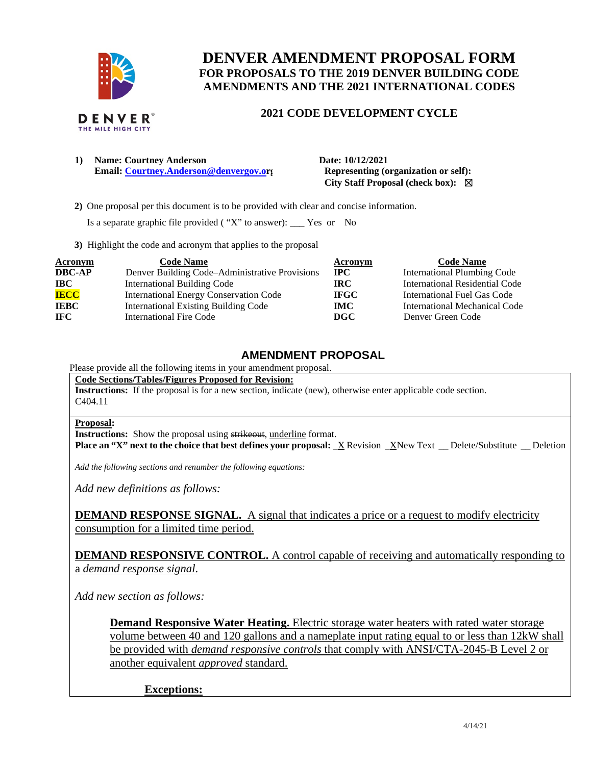# DENVER AMENDMENT PROPOSAL FORM

## FOR PROPOSALS TO THE 2019 DENVER BUILDING CODE AMENDMENTS AND THE 2021 INTERNATIONAL CODES

### 2021 CODE DEVELOPMENT CYCLE

**1) Name: Courtney Anderson**
**Email: Courtney.Anderson@denvergov.org**

**Date: 10/12/2021**
**Representing (organization or self):**
**City Staff Proposal (check box):** ☒

**2)** One proposal per this document is to be provided with clear and concise information.

Is a separate graphic file provided ( "X" to answer): ___ Yes or No

**3)** Highlight the code and acronym that applies to the proposal

| Acronym | Code Name | Acronym | Code Name |
|---|---|---|---|
| **DBC-AP** | Denver Building Code–Administrative Provisions | **IPC** | International Plumbing Code |
| **IBC** | International Building Code | **IRC** | International Residential Code |
| **IECC** | International Energy Conservation Code | **IFGC** | International Fuel Gas Code |
| **IEBC** | International Existing Building Code | **IMC** | International Mechanical Code |
| **IFC** | International Fire Code | **DGC** | Denver Green Code |

## AMENDMENT PROPOSAL

Please provide all the following items in your amendment proposal.

**Code Sections/Tables/Figures Proposed for Revision:**

**Instructions:** If the proposal is for a new section, indicate (new), otherwise enter applicable code section.

C404.11

**Proposal:**

**Instructions:** Show the proposal using ~~strikeout~~, underline format.

**Place an "X" next to the choice that best defines your proposal:** _X Revision _X New Text __ Delete/Substitute __ Deletion

*Add the following sections and renumber the following equations:*

*Add new definitions as follows:*

**DEMAND RESPONSE SIGNAL.** A signal that indicates a price or a request to modify electricity consumption for a limited time period.

**DEMAND RESPONSIVE CONTROL.** A control capable of receiving and automatically responding to a *demand response signal*.

*Add new section as follows:*

**Demand Responsive Water Heating.** Electric storage water heaters with rated water storage volume between 40 and 120 gallons and a nameplate input rating equal to or less than 12kW shall be provided with *demand responsive controls* that comply with ANSI/CTA-2045-B Level 2 or another equivalent *approved* standard.

**Exceptions:**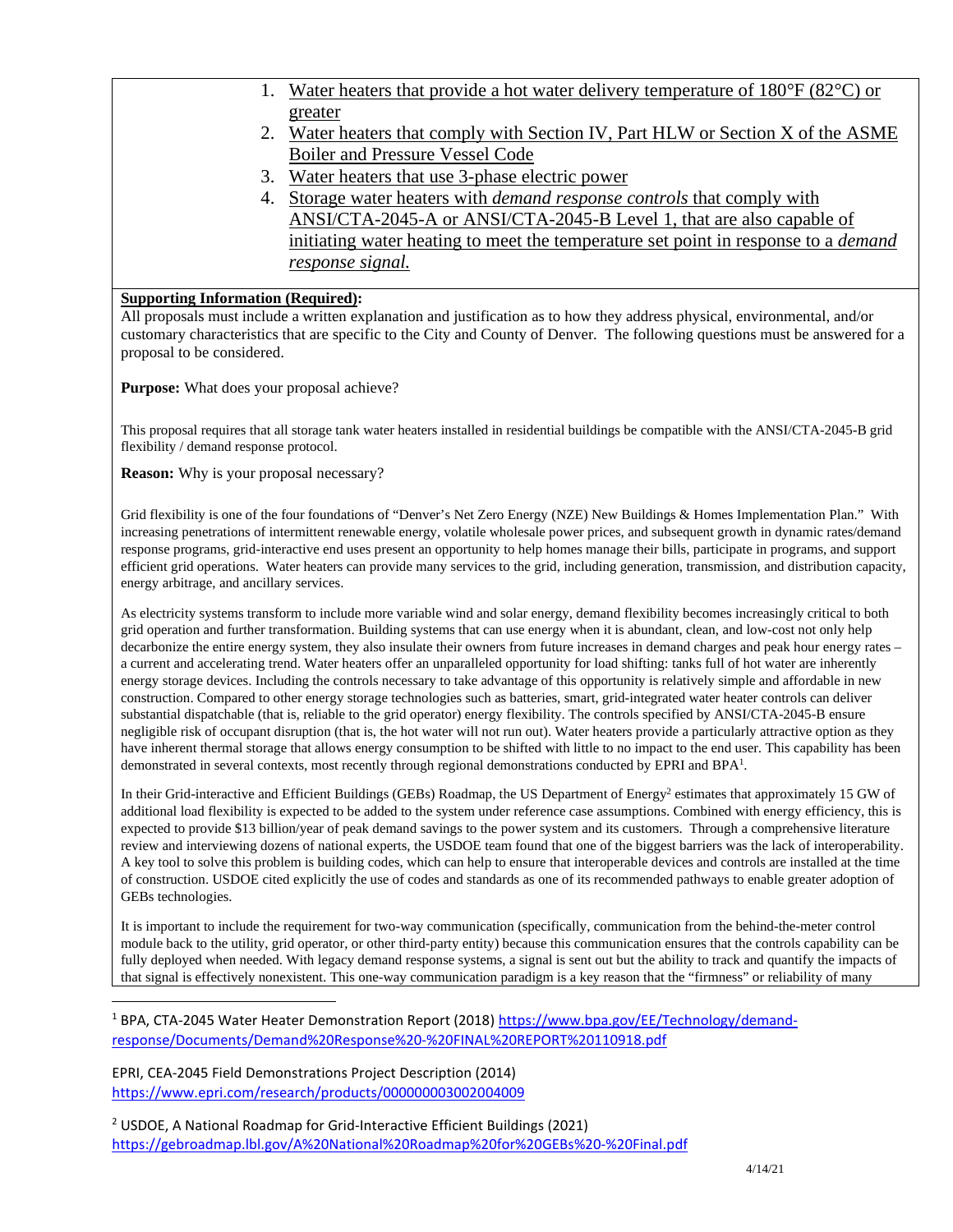1. Water heaters that provide a hot water delivery temperature of 180°F (82°C) or greater
2. Water heaters that comply with Section IV, Part HLW or Section X of the ASME Boiler and Pressure Vessel Code
3. Water heaters that use 3-phase electric power
4. Storage water heaters with *demand response controls* that comply with ANSI/CTA-2045-A or ANSI/CTA-2045-B Level 1, that are also capable of initiating water heating to meet the temperature set point in response to a *demand response signal.*

**Supporting Information (Required):**

All proposals must include a written explanation and justification as to how they address physical, environmental, and/or customary characteristics that are specific to the City and County of Denver. The following questions must be answered for a proposal to be considered.

**Purpose:** What does your proposal achieve?

This proposal requires that all storage tank water heaters installed in residential buildings be compatible with the ANSI/CTA-2045-B grid flexibility / demand response protocol.

**Reason:** Why is your proposal necessary?

Grid flexibility is one of the four foundations of "Denver's Net Zero Energy (NZE) New Buildings & Homes Implementation Plan." With increasing penetrations of intermittent renewable energy, volatile wholesale power prices, and subsequent growth in dynamic rates/demand response programs, grid-interactive end uses present an opportunity to help homes manage their bills, participate in programs, and support efficient grid operations. Water heaters can provide many services to the grid, including generation, transmission, and distribution capacity, energy arbitrage, and ancillary services.

As electricity systems transform to include more variable wind and solar energy, demand flexibility becomes increasingly critical to both grid operation and further transformation. Building systems that can use energy when it is abundant, clean, and low-cost not only help decarbonize the entire energy system, they also insulate their owners from future increases in demand charges and peak hour energy rates – a current and accelerating trend. Water heaters offer an unparalleled opportunity for load shifting: tanks full of hot water are inherently energy storage devices. Including the controls necessary to take advantage of this opportunity is relatively simple and affordable in new construction. Compared to other energy storage technologies such as batteries, smart, grid-integrated water heater controls can deliver substantial dispatchable (that is, reliable to the grid operator) energy flexibility. The controls specified by ANSI/CTA-2045-B ensure negligible risk of occupant disruption (that is, the hot water will not run out). Water heaters provide a particularly attractive option as they have inherent thermal storage that allows energy consumption to be shifted with little to no impact to the end user. This capability has been demonstrated in several contexts, most recently through regional demonstrations conducted by EPRI and BPA[1].

In their Grid-interactive and Efficient Buildings (GEBs) Roadmap, the US Department of Energy[2] estimates that approximately 15 GW of additional load flexibility is expected to be added to the system under reference case assumptions. Combined with energy efficiency, this is expected to provide $13 billion/year of peak demand savings to the power system and its customers. Through a comprehensive literature review and interviewing dozens of national experts, the USDOE team found that one of the biggest barriers was the lack of interoperability. A key tool to solve this problem is building codes, which can help to ensure that interoperable devices and controls are installed at the time of construction. USDOE cited explicitly the use of codes and standards as one of its recommended pathways to enable greater adoption of GEBs technologies.

It is important to include the requirement for two-way communication (specifically, communication from the behind-the-meter control module back to the utility, grid operator, or other third-party entity) because this communication ensures that the controls capability can be fully deployed when needed. With legacy demand response systems, a signal is sent out but the ability to track and quantify the impacts of that signal is effectively nonexistent. This one-way communication paradigm is a key reason that the "firmness" or reliability of many

---

[1] BPA, CTA-2045 Water Heater Demonstration Report (2018) https://www.bpa.gov/EE/Technology/demand-response/Documents/Demand%20Response%20-%20FINAL%20REPORT%20110918.pdf

EPRI, CEA-2045 Field Demonstrations Project Description (2014) https://www.epri.com/research/products/000000003002004009

[2] USDOE, A National Roadmap for Grid-Interactive Efficient Buildings (2021) https://gebroadmap.lbl.gov/A%20National%20Roadmap%20for%20GEBs%20-%20Final.pdf

4/14/21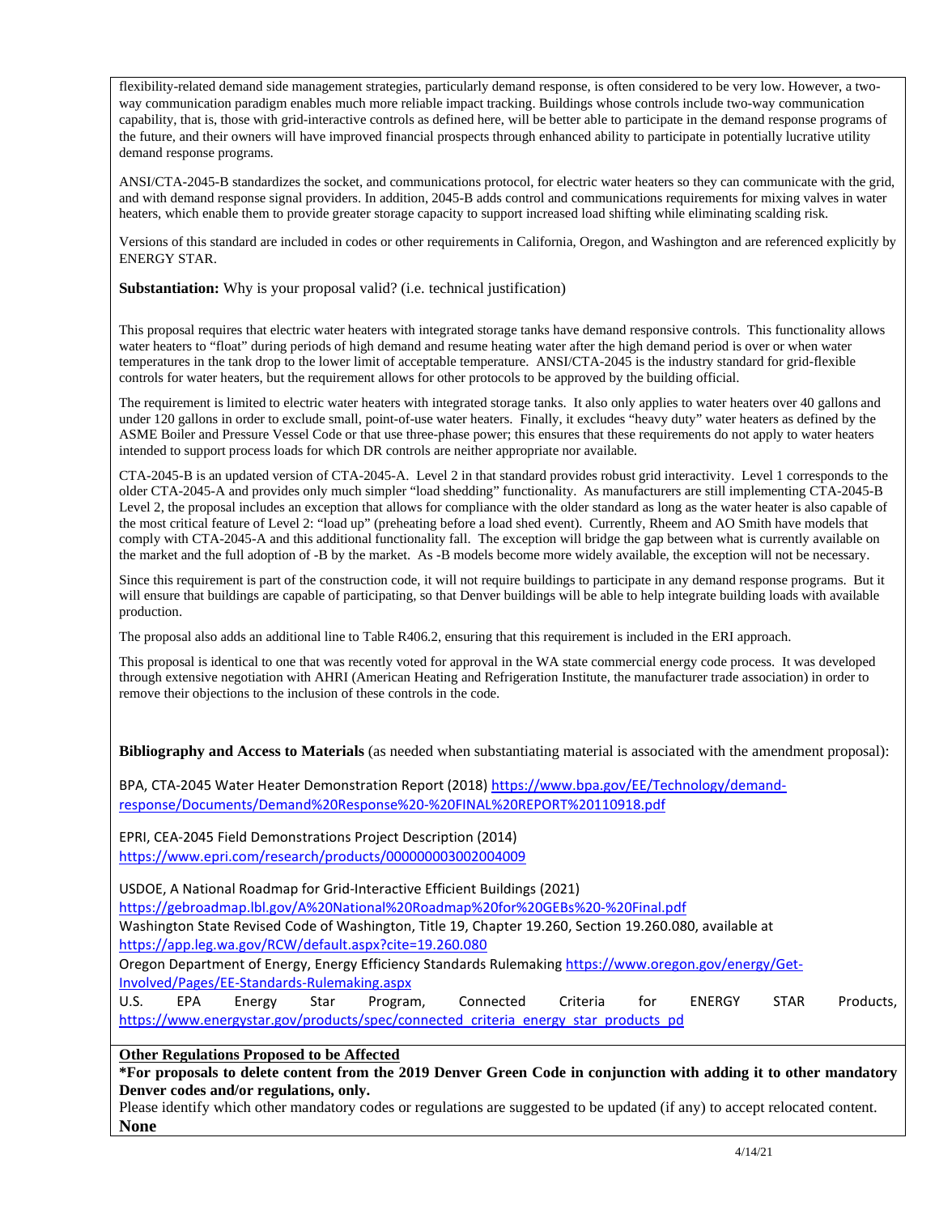flexibility-related demand side management strategies, particularly demand response, is often considered to be very low. However, a two-way communication paradigm enables much more reliable impact tracking. Buildings whose controls include two-way communication capability, that is, those with grid-interactive controls as defined here, will be better able to participate in the demand response programs of the future, and their owners will have improved financial prospects through enhanced ability to participate in potentially lucrative utility demand response programs.

ANSI/CTA-2045-B standardizes the socket, and communications protocol, for electric water heaters so they can communicate with the grid, and with demand response signal providers. In addition, 2045-B adds control and communications requirements for mixing valves in water heaters, which enable them to provide greater storage capacity to support increased load shifting while eliminating scalding risk.

Versions of this standard are included in codes or other requirements in California, Oregon, and Washington and are referenced explicitly by ENERGY STAR.

**Substantiation:** Why is your proposal valid? (i.e. technical justification)

This proposal requires that electric water heaters with integrated storage tanks have demand responsive controls. This functionality allows water heaters to "float" during periods of high demand and resume heating water after the high demand period is over or when water temperatures in the tank drop to the lower limit of acceptable temperature. ANSI/CTA-2045 is the industry standard for grid-flexible controls for water heaters, but the requirement allows for other protocols to be approved by the building official.

The requirement is limited to electric water heaters with integrated storage tanks. It also only applies to water heaters over 40 gallons and under 120 gallons in order to exclude small, point-of-use water heaters. Finally, it excludes "heavy duty" water heaters as defined by the ASME Boiler and Pressure Vessel Code or that use three-phase power; this ensures that these requirements do not apply to water heaters intended to support process loads for which DR controls are neither appropriate nor available.

CTA-2045-B is an updated version of CTA-2045-A. Level 2 in that standard provides robust grid interactivity. Level 1 corresponds to the older CTA-2045-A and provides only much simpler "load shedding" functionality. As manufacturers are still implementing CTA-2045-B Level 2, the proposal includes an exception that allows for compliance with the older standard as long as the water heater is also capable of the most critical feature of Level 2: "load up" (preheating before a load shed event). Currently, Rheem and AO Smith have models that comply with CTA-2045-A and this additional functionality fall. The exception will bridge the gap between what is currently available on the market and the full adoption of -B by the market. As -B models become more widely available, the exception will not be necessary.

Since this requirement is part of the construction code, it will not require buildings to participate in any demand response programs. But it will ensure that buildings are capable of participating, so that Denver buildings will be able to help integrate building loads with available production.

The proposal also adds an additional line to Table R406.2, ensuring that this requirement is included in the ERI approach.

This proposal is identical to one that was recently voted for approval in the WA state commercial energy code process. It was developed through extensive negotiation with AHRI (American Heating and Refrigeration Institute, the manufacturer trade association) in order to remove their objections to the inclusion of these controls in the code.

**Bibliography and Access to Materials** (as needed when substantiating material is associated with the amendment proposal):

BPA, CTA-2045 Water Heater Demonstration Report (2018) https://www.bpa.gov/EE/Technology/demand-response/Documents/Demand%20Response%20-%20FINAL%20REPORT%20110918.pdf

EPRI, CEA-2045 Field Demonstrations Project Description (2014) https://www.epri.com/research/products/000000003002004009

USDOE, A National Roadmap for Grid-Interactive Efficient Buildings (2021) https://gebroadmap.lbl.gov/A%20National%20Roadmap%20for%20GEBs%20-%20Final.pdf

Washington State Revised Code of Washington, Title 19, Chapter 19.260, Section 19.260.080, available at https://app.leg.wa.gov/RCW/default.aspx?cite=19.260.080

Oregon Department of Energy, Energy Efficiency Standards Rulemaking https://www.oregon.gov/energy/Get-Involved/Pages/EE-Standards-Rulemaking.aspx

U.S. EPA Energy Star Program, Connected Criteria for ENERGY STAR Products, https://www.energystar.gov/products/spec/connected_criteria_energy_star_products_pd

**Other Regulations Proposed to be Affected**

**\*For proposals to delete content from the 2019 Denver Green Code in conjunction with adding it to other mandatory Denver codes and/or regulations, only.**

Please identify which other mandatory codes or regulations are suggested to be updated (if any) to accept relocated content.

**None**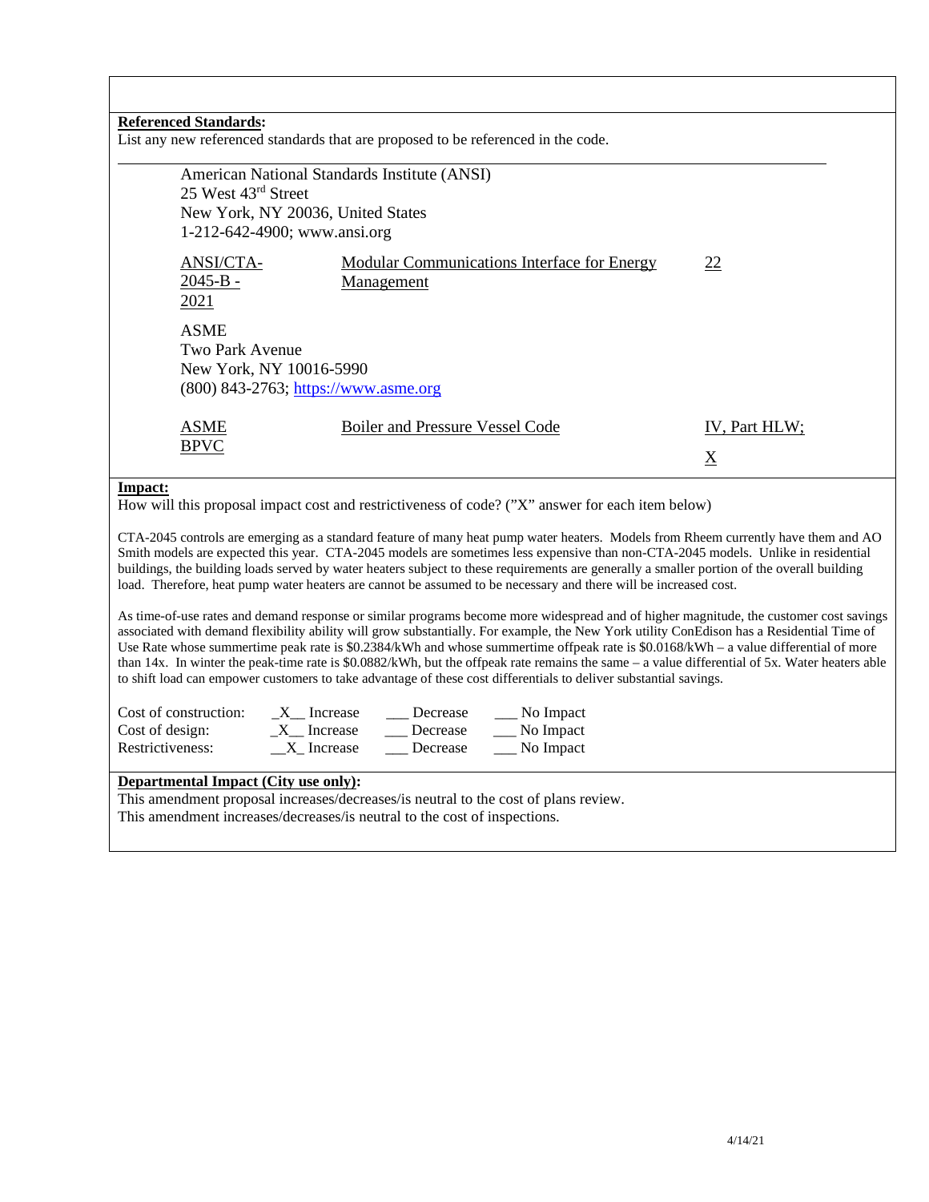**Referenced Standards:**

List any new referenced standards that are proposed to be referenced in the code.

American National Standards Institute (ANSI)
25 West 43rd Street
New York, NY 20036, United States
1-212-642-4900; www.ansi.org

| | | |
|---|---|---|
| ANSI/CTA-2045-B - 2021 | Modular Communications Interface for Energy Management | 22 |

ASME
Two Park Avenue
New York, NY 10016-5990
(800) 843-2763; https://www.asme.org

| | | |
|---|---|---|
| ASME BPVC | Boiler and Pressure Vessel Code | IV, Part HLW; X |

**Impact:**

How will this proposal impact cost and restrictiveness of code? ("X" answer for each item below)

CTA-2045 controls are emerging as a standard feature of many heat pump water heaters. Models from Rheem currently have them and AO Smith models are expected this year. CTA-2045 models are sometimes less expensive than non-CTA-2045 models. Unlike in residential buildings, the building loads served by water heaters subject to these requirements are generally a smaller portion of the overall building load. Therefore, heat pump water heaters are cannot be assumed to be necessary and there will be increased cost.

As time-of-use rates and demand response or similar programs become more widespread and of higher magnitude, the customer cost savings associated with demand flexibility ability will grow substantially. For example, the New York utility ConEdison has a Residential Time of Use Rate whose summertime peak rate is $0.2384/kWh and whose summertime offpeak rate is $0.0168/kWh – a value differential of more than 14x. In winter the peak-time rate is $0.0882/kWh, but the offpeak rate remains the same – a value differential of 5x. Water heaters able to shift load can empower customers to take advantage of these cost differentials to deliver substantial savings.

Cost of construction: _X__ Increase ___ Decrease ___ No Impact
Cost of design: _X__ Increase ___ Decrease ___ No Impact
Restrictiveness: __X_ Increase ___ Decrease ___ No Impact

**Departmental Impact (City use only):**

This amendment proposal increases/decreases/is neutral to the cost of plans review.
This amendment increases/decreases/is neutral to the cost of inspections.

4/14/21